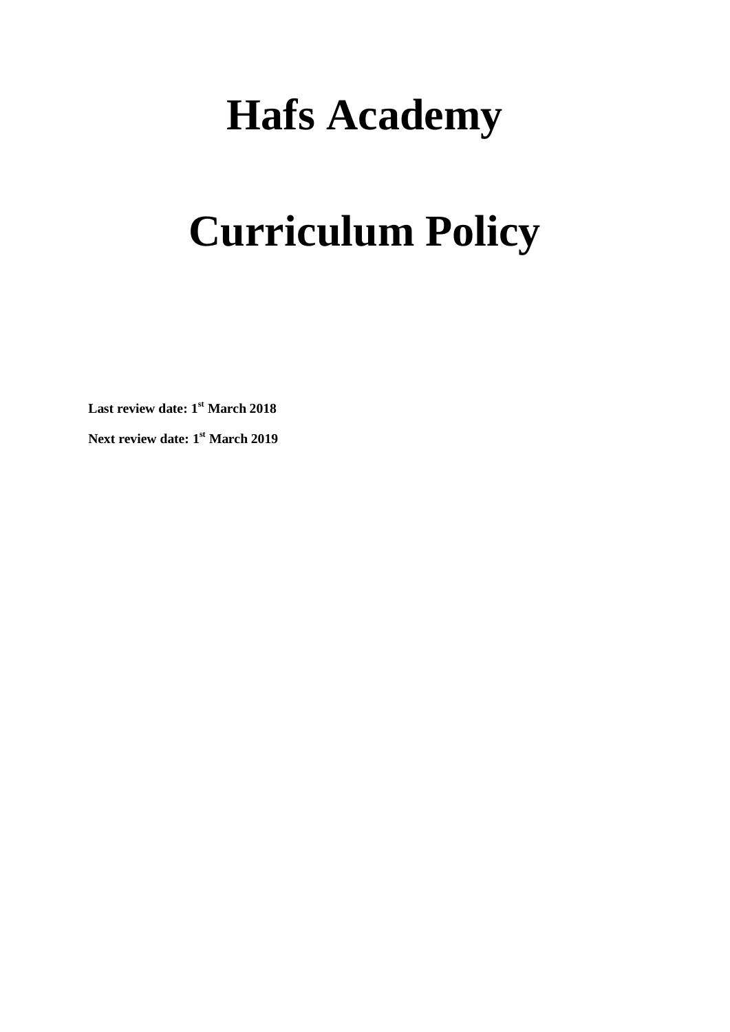# Hafs Academy

# Curriculum Policy

**Last review date: 1st March 2018**

**Next review date: 1st March 2019**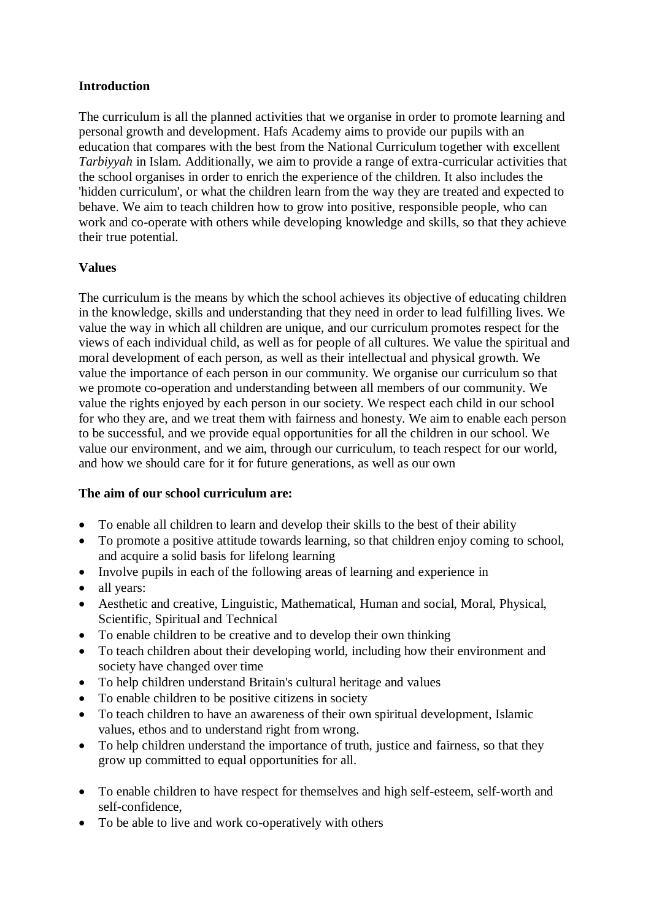**Introduction**

The curriculum is all the planned activities that we organise in order to promote learning and personal growth and development. Hafs Academy aims to provide our pupils with an education that compares with the best from the National Curriculum together with excellent *Tarbiyyah* in Islam. Additionally, we aim to provide a range of extra-curricular activities that the school organises in order to enrich the experience of the children. It also includes the 'hidden curriculum', or what the children learn from the way they are treated and expected to behave. We aim to teach children how to grow into positive, responsible people, who can work and co-operate with others while developing knowledge and skills, so that they achieve their true potential.

**Values**

The curriculum is the means by which the school achieves its objective of educating children in the knowledge, skills and understanding that they need in order to lead fulfilling lives. We value the way in which all children are unique, and our curriculum promotes respect for the views of each individual child, as well as for people of all cultures. We value the spiritual and moral development of each person, as well as their intellectual and physical growth. We value the importance of each person in our community. We organise our curriculum so that we promote co-operation and understanding between all members of our community. We value the rights enjoyed by each person in our society. We respect each child in our school for who they are, and we treat them with fairness and honesty. We aim to enable each person to be successful, and we provide equal opportunities for all the children in our school. We value our environment, and we aim, through our curriculum, to teach respect for our world, and how we should care for it for future generations, as well as our own

**The aim of our school curriculum are:**

- To enable all children to learn and develop their skills to the best of their ability
- To promote a positive attitude towards learning, so that children enjoy coming to school, and acquire a solid basis for lifelong learning
- Involve pupils in each of the following areas of learning and experience in
- all years:
- Aesthetic and creative, Linguistic, Mathematical, Human and social, Moral, Physical, Scientific, Spiritual and Technical
- To enable children to be creative and to develop their own thinking
- To teach children about their developing world, including how their environment and society have changed over time
- To help children understand Britain's cultural heritage and values
- To enable children to be positive citizens in society
- To teach children to have an awareness of their own spiritual development, Islamic values, ethos and to understand right from wrong.
- To help children understand the importance of truth, justice and fairness, so that they grow up committed to equal opportunities for all.
- To enable children to have respect for themselves and high self-esteem, self-worth and self-confidence,
- To be able to live and work co-operatively with others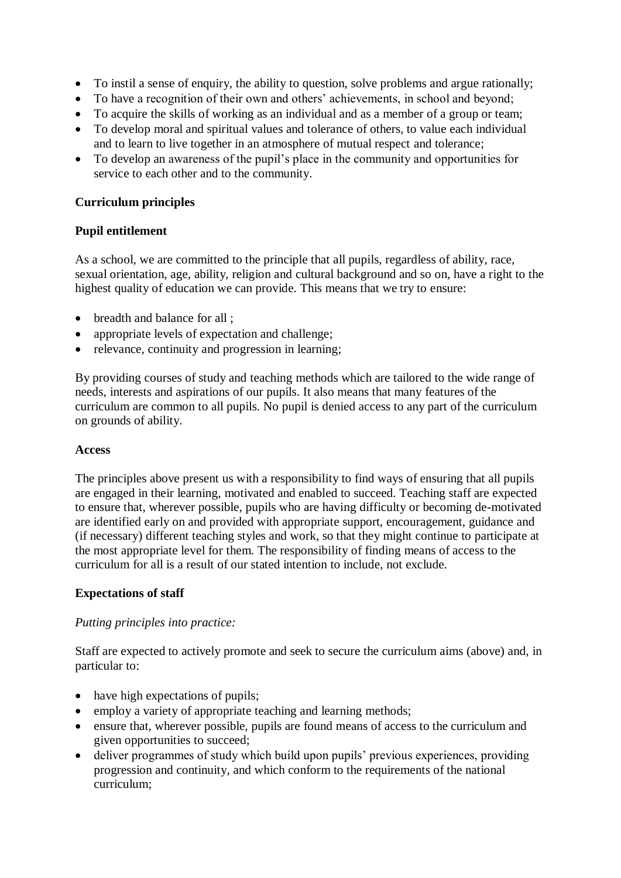- To instil a sense of enquiry, the ability to question, solve problems and argue rationally;
- To have a recognition of their own and others' achievements, in school and beyond;
- To acquire the skills of working as an individual and as a member of a group or team;
- To develop moral and spiritual values and tolerance of others, to value each individual and to learn to live together in an atmosphere of mutual respect and tolerance;
- To develop an awareness of the pupil's place in the community and opportunities for service to each other and to the community.

**Curriculum principles**

**Pupil entitlement**

As a school, we are committed to the principle that all pupils, regardless of ability, race, sexual orientation, age, ability, religion and cultural background and so on, have a right to the highest quality of education we can provide. This means that we try to ensure:

- breadth and balance for all ;
- appropriate levels of expectation and challenge;
- relevance, continuity and progression in learning;

By providing courses of study and teaching methods which are tailored to the wide range of needs, interests and aspirations of our pupils. It also means that many features of the curriculum are common to all pupils. No pupil is denied access to any part of the curriculum on grounds of ability.

**Access**

The principles above present us with a responsibility to find ways of ensuring that all pupils are engaged in their learning, motivated and enabled to succeed. Teaching staff are expected to ensure that, wherever possible, pupils who are having difficulty or becoming de-motivated are identified early on and provided with appropriate support, encouragement, guidance and (if necessary) different teaching styles and work, so that they might continue to participate at the most appropriate level for them. The responsibility of finding means of access to the curriculum for all is a result of our stated intention to include, not exclude.

**Expectations of staff**

*Putting principles into practice:*

Staff are expected to actively promote and seek to secure the curriculum aims (above) and, in particular to:

- have high expectations of pupils;
- employ a variety of appropriate teaching and learning methods;
- ensure that, wherever possible, pupils are found means of access to the curriculum and given opportunities to succeed;
- deliver programmes of study which build upon pupils' previous experiences, providing progression and continuity, and which conform to the requirements of the national curriculum;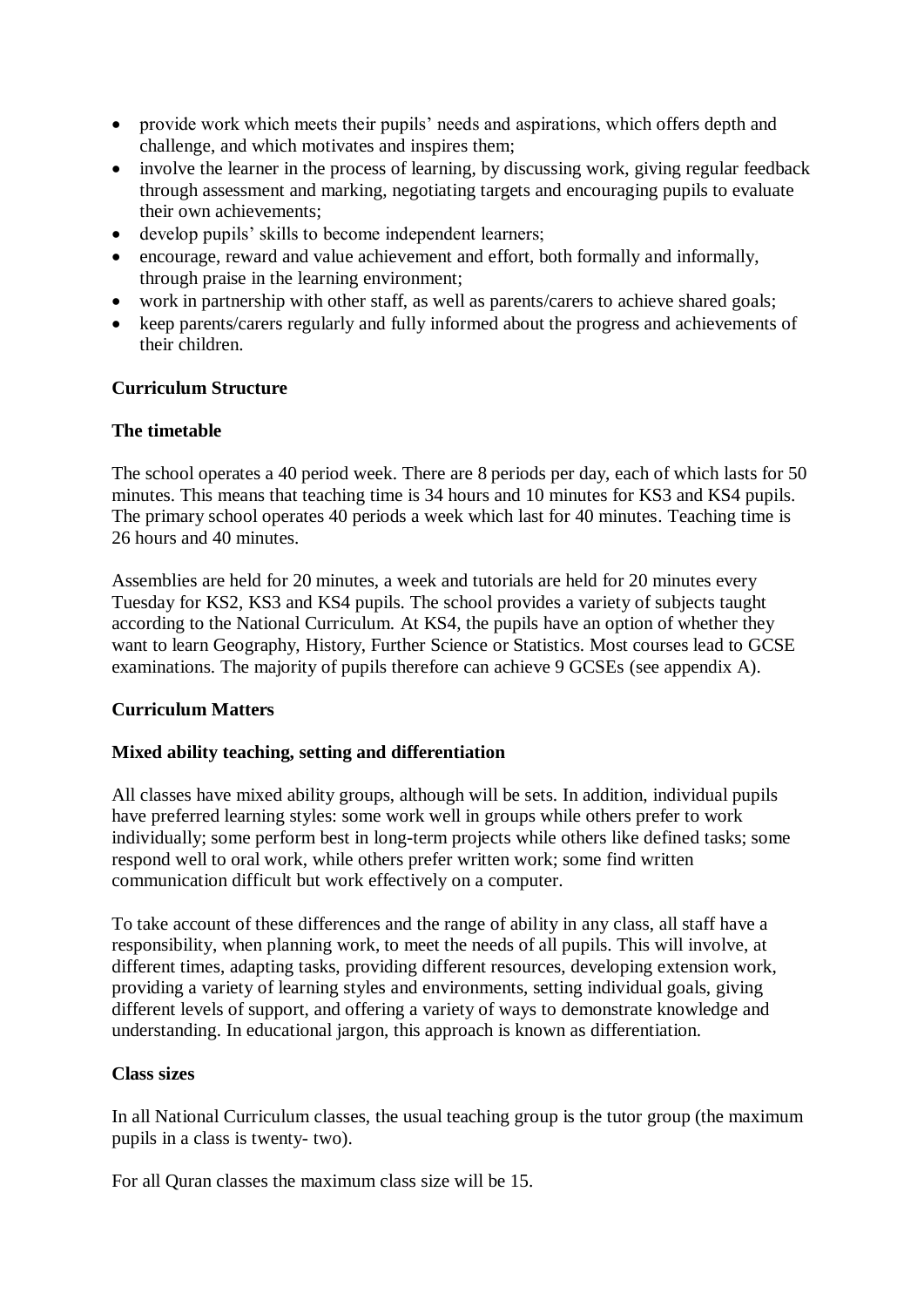- provide work which meets their pupils' needs and aspirations, which offers depth and challenge, and which motivates and inspires them;
- involve the learner in the process of learning, by discussing work, giving regular feedback through assessment and marking, negotiating targets and encouraging pupils to evaluate their own achievements;
- develop pupils' skills to become independent learners;
- encourage, reward and value achievement and effort, both formally and informally, through praise in the learning environment;
- work in partnership with other staff, as well as parents/carers to achieve shared goals;
- keep parents/carers regularly and fully informed about the progress and achievements of their children.

**Curriculum Structure**

**The timetable**

The school operates a 40 period week. There are 8 periods per day, each of which lasts for 50 minutes. This means that teaching time is 34 hours and 10 minutes for KS3 and KS4 pupils. The primary school operates 40 periods a week which last for 40 minutes. Teaching time is 26 hours and 40 minutes.

Assemblies are held for 20 minutes, a week and tutorials are held for 20 minutes every Tuesday for KS2, KS3 and KS4 pupils. The school provides a variety of subjects taught according to the National Curriculum. At KS4, the pupils have an option of whether they want to learn Geography, History, Further Science or Statistics. Most courses lead to GCSE examinations. The majority of pupils therefore can achieve 9 GCSEs (see appendix A).

**Curriculum Matters**

**Mixed ability teaching, setting and differentiation**

All classes have mixed ability groups, although will be sets. In addition, individual pupils have preferred learning styles: some work well in groups while others prefer to work individually; some perform best in long-term projects while others like defined tasks; some respond well to oral work, while others prefer written work; some find written communication difficult but work effectively on a computer.

To take account of these differences and the range of ability in any class, all staff have a responsibility, when planning work, to meet the needs of all pupils. This will involve, at different times, adapting tasks, providing different resources, developing extension work, providing a variety of learning styles and environments, setting individual goals, giving different levels of support, and offering a variety of ways to demonstrate knowledge and understanding. In educational jargon, this approach is known as differentiation.

**Class sizes**

In all National Curriculum classes, the usual teaching group is the tutor group (the maximum pupils in a class is twenty- two).

For all Quran classes the maximum class size will be 15.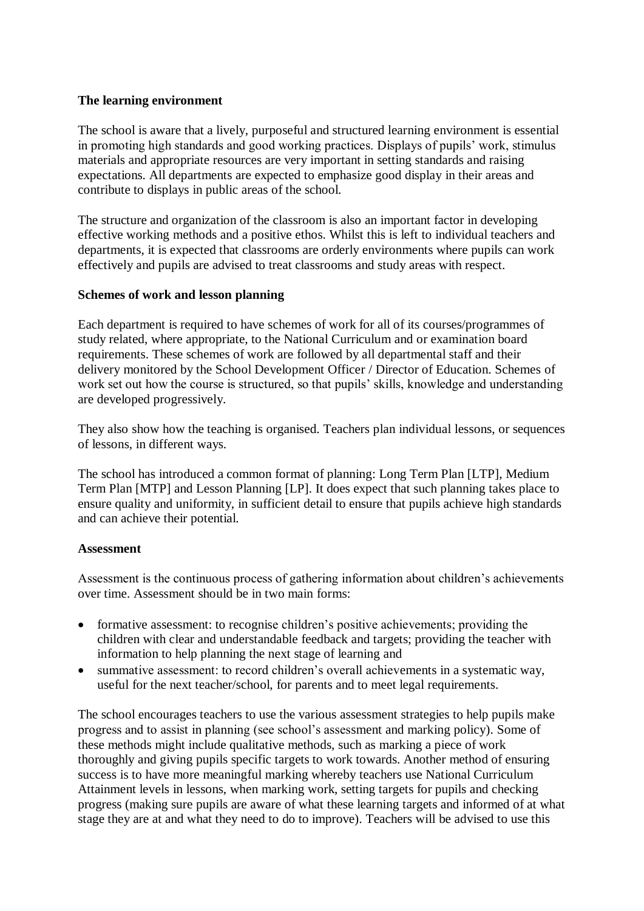**The learning environment**

The school is aware that a lively, purposeful and structured learning environment is essential in promoting high standards and good working practices. Displays of pupils' work, stimulus materials and appropriate resources are very important in setting standards and raising expectations. All departments are expected to emphasize good display in their areas and contribute to displays in public areas of the school.

The structure and organization of the classroom is also an important factor in developing effective working methods and a positive ethos. Whilst this is left to individual teachers and departments, it is expected that classrooms are orderly environments where pupils can work effectively and pupils are advised to treat classrooms and study areas with respect.

**Schemes of work and lesson planning**

Each department is required to have schemes of work for all of its courses/programmes of study related, where appropriate, to the National Curriculum and or examination board requirements. These schemes of work are followed by all departmental staff and their delivery monitored by the School Development Officer / Director of Education. Schemes of work set out how the course is structured, so that pupils' skills, knowledge and understanding are developed progressively.

They also show how the teaching is organised. Teachers plan individual lessons, or sequences of lessons, in different ways.

The school has introduced a common format of planning: Long Term Plan [LTP], Medium Term Plan [MTP] and Lesson Planning [LP]. It does expect that such planning takes place to ensure quality and uniformity, in sufficient detail to ensure that pupils achieve high standards and can achieve their potential.

**Assessment**

Assessment is the continuous process of gathering information about children's achievements over time. Assessment should be in two main forms:

- formative assessment: to recognise children's positive achievements; providing the children with clear and understandable feedback and targets; providing the teacher with information to help planning the next stage of learning and
- summative assessment: to record children's overall achievements in a systematic way, useful for the next teacher/school, for parents and to meet legal requirements.

The school encourages teachers to use the various assessment strategies to help pupils make progress and to assist in planning (see school's assessment and marking policy). Some of these methods might include qualitative methods, such as marking a piece of work thoroughly and giving pupils specific targets to work towards. Another method of ensuring success is to have more meaningful marking whereby teachers use National Curriculum Attainment levels in lessons, when marking work, setting targets for pupils and checking progress (making sure pupils are aware of what these learning targets and informed of at what stage they are at and what they need to do to improve). Teachers will be advised to use this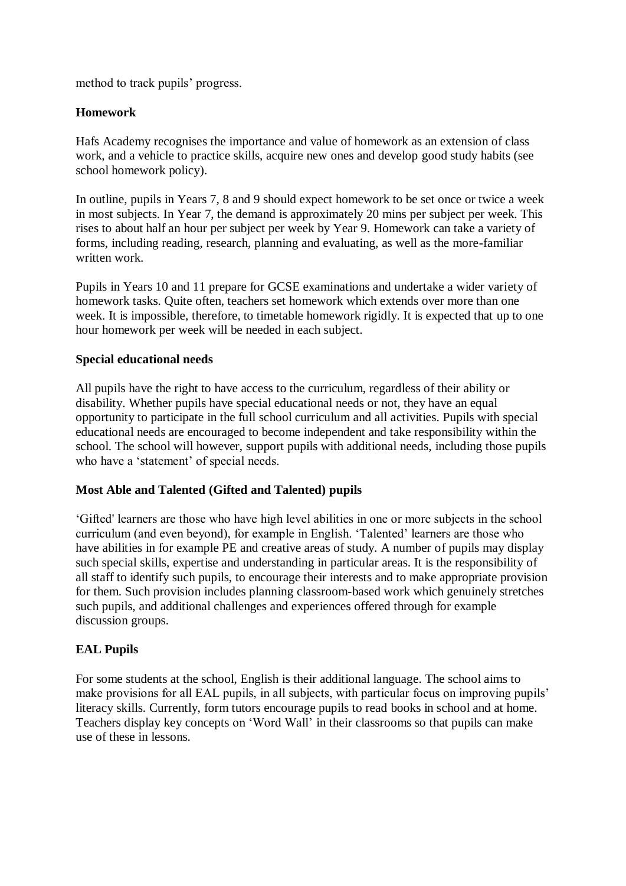method to track pupils' progress.

**Homework**

Hafs Academy recognises the importance and value of homework as an extension of class work, and a vehicle to practice skills, acquire new ones and develop good study habits (see school homework policy).

In outline, pupils in Years 7, 8 and 9 should expect homework to be set once or twice a week in most subjects. In Year 7, the demand is approximately 20 mins per subject per week. This rises to about half an hour per subject per week by Year 9. Homework can take a variety of forms, including reading, research, planning and evaluating, as well as the more-familiar written work.

Pupils in Years 10 and 11 prepare for GCSE examinations and undertake a wider variety of homework tasks. Quite often, teachers set homework which extends over more than one week. It is impossible, therefore, to timetable homework rigidly. It is expected that up to one hour homework per week will be needed in each subject.

**Special educational needs**

All pupils have the right to have access to the curriculum, regardless of their ability or disability. Whether pupils have special educational needs or not, they have an equal opportunity to participate in the full school curriculum and all activities. Pupils with special educational needs are encouraged to become independent and take responsibility within the school. The school will however, support pupils with additional needs, including those pupils who have a 'statement' of special needs.

**Most Able and Talented (Gifted and Talented) pupils**

'Gifted' learners are those who have high level abilities in one or more subjects in the school curriculum (and even beyond), for example in English. 'Talented' learners are those who have abilities in for example PE and creative areas of study. A number of pupils may display such special skills, expertise and understanding in particular areas. It is the responsibility of all staff to identify such pupils, to encourage their interests and to make appropriate provision for them. Such provision includes planning classroom-based work which genuinely stretches such pupils, and additional challenges and experiences offered through for example discussion groups.

**EAL Pupils**

For some students at the school, English is their additional language. The school aims to make provisions for all EAL pupils, in all subjects, with particular focus on improving pupils' literacy skills. Currently, form tutors encourage pupils to read books in school and at home. Teachers display key concepts on 'Word Wall' in their classrooms so that pupils can make use of these in lessons.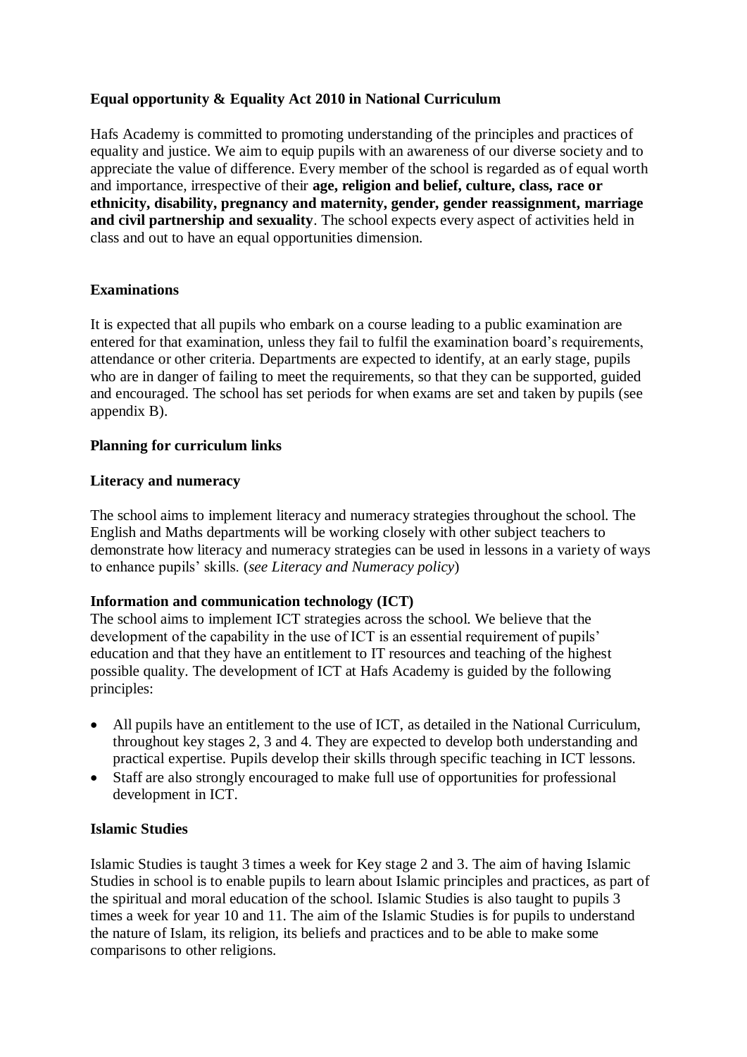**Equal opportunity & Equality Act 2010 in National Curriculum**

Hafs Academy is committed to promoting understanding of the principles and practices of equality and justice. We aim to equip pupils with an awareness of our diverse society and to appreciate the value of difference. Every member of the school is regarded as of equal worth and importance, irrespective of their **age, religion and belief, culture, class, race or ethnicity, disability, pregnancy and maternity, gender, gender reassignment, marriage and civil partnership and sexuality**. The school expects every aspect of activities held in class and out to have an equal opportunities dimension.

**Examinations**

It is expected that all pupils who embark on a course leading to a public examination are entered for that examination, unless they fail to fulfil the examination board's requirements, attendance or other criteria. Departments are expected to identify, at an early stage, pupils who are in danger of failing to meet the requirements, so that they can be supported, guided and encouraged. The school has set periods for when exams are set and taken by pupils (see appendix B).

**Planning for curriculum links**

**Literacy and numeracy**

The school aims to implement literacy and numeracy strategies throughout the school. The English and Maths departments will be working closely with other subject teachers to demonstrate how literacy and numeracy strategies can be used in lessons in a variety of ways to enhance pupils' skills. (*see Literacy and Numeracy policy*)

**Information and communication technology (ICT)**

The school aims to implement ICT strategies across the school. We believe that the development of the capability in the use of ICT is an essential requirement of pupils' education and that they have an entitlement to IT resources and teaching of the highest possible quality. The development of ICT at Hafs Academy is guided by the following principles:

- All pupils have an entitlement to the use of ICT, as detailed in the National Curriculum, throughout key stages 2, 3 and 4. They are expected to develop both understanding and practical expertise. Pupils develop their skills through specific teaching in ICT lessons.
- Staff are also strongly encouraged to make full use of opportunities for professional development in ICT.

**Islamic Studies**

Islamic Studies is taught 3 times a week for Key stage 2 and 3. The aim of having Islamic Studies in school is to enable pupils to learn about Islamic principles and practices, as part of the spiritual and moral education of the school. Islamic Studies is also taught to pupils 3 times a week for year 10 and 11. The aim of the Islamic Studies is for pupils to understand the nature of Islam, its religion, its beliefs and practices and to be able to make some comparisons to other religions.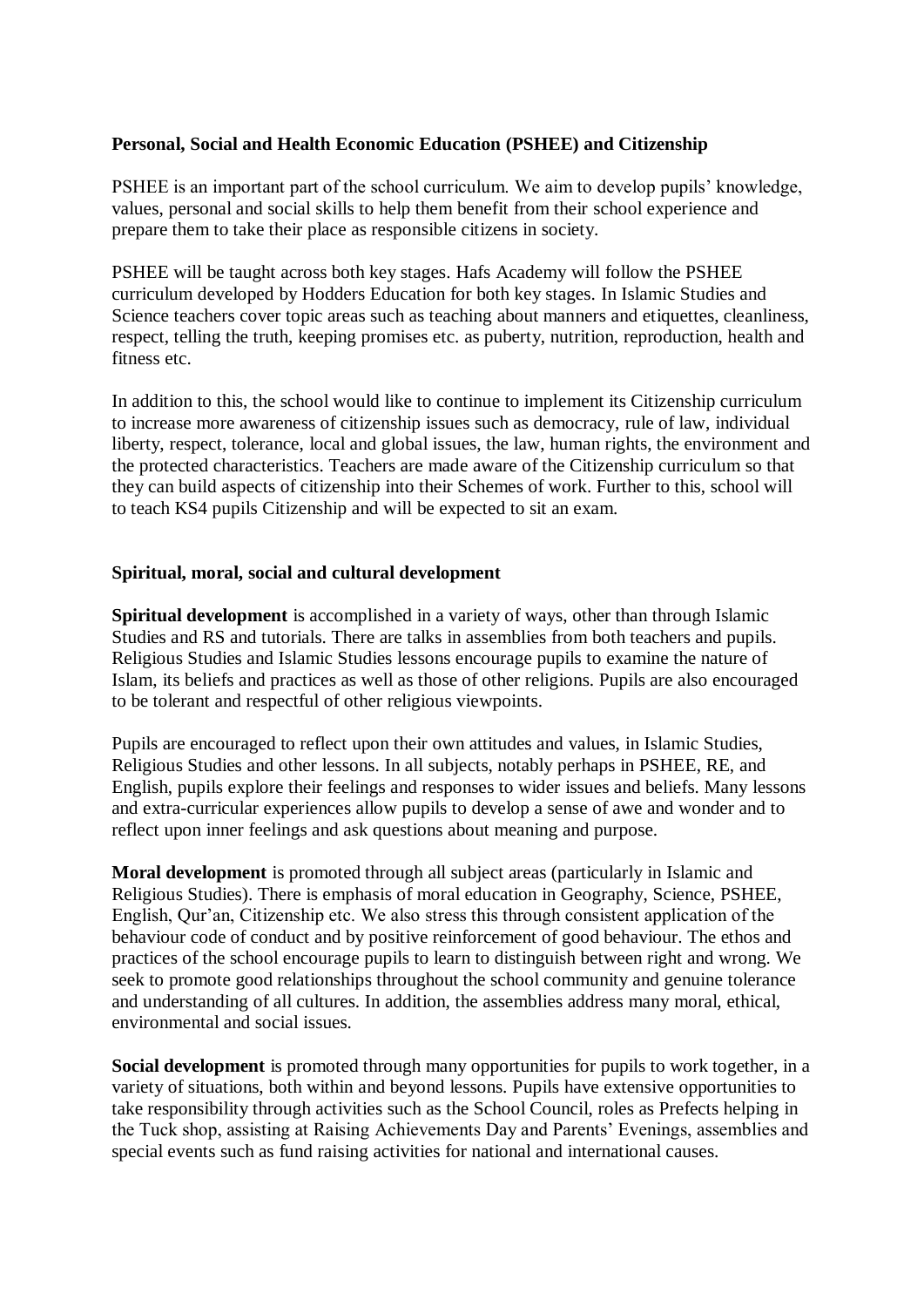**Personal, Social and Health Economic Education (PSHEE) and Citizenship**

PSHEE is an important part of the school curriculum. We aim to develop pupils' knowledge, values, personal and social skills to help them benefit from their school experience and prepare them to take their place as responsible citizens in society.

PSHEE will be taught across both key stages. Hafs Academy will follow the PSHEE curriculum developed by Hodders Education for both key stages. In Islamic Studies and Science teachers cover topic areas such as teaching about manners and etiquettes, cleanliness, respect, telling the truth, keeping promises etc. as puberty, nutrition, reproduction, health and fitness etc.

In addition to this, the school would like to continue to implement its Citizenship curriculum to increase more awareness of citizenship issues such as democracy, rule of law, individual liberty, respect, tolerance, local and global issues, the law, human rights, the environment and the protected characteristics. Teachers are made aware of the Citizenship curriculum so that they can build aspects of citizenship into their Schemes of work. Further to this, school will to teach KS4 pupils Citizenship and will be expected to sit an exam.

**Spiritual, moral, social and cultural development**

**Spiritual development** is accomplished in a variety of ways, other than through Islamic Studies and RS and tutorials. There are talks in assemblies from both teachers and pupils. Religious Studies and Islamic Studies lessons encourage pupils to examine the nature of Islam, its beliefs and practices as well as those of other religions. Pupils are also encouraged to be tolerant and respectful of other religious viewpoints.

Pupils are encouraged to reflect upon their own attitudes and values, in Islamic Studies, Religious Studies and other lessons. In all subjects, notably perhaps in PSHEE, RE, and English, pupils explore their feelings and responses to wider issues and beliefs. Many lessons and extra-curricular experiences allow pupils to develop a sense of awe and wonder and to reflect upon inner feelings and ask questions about meaning and purpose.

**Moral development** is promoted through all subject areas (particularly in Islamic and Religious Studies). There is emphasis of moral education in Geography, Science, PSHEE, English, Qur'an, Citizenship etc. We also stress this through consistent application of the behaviour code of conduct and by positive reinforcement of good behaviour. The ethos and practices of the school encourage pupils to learn to distinguish between right and wrong. We seek to promote good relationships throughout the school community and genuine tolerance and understanding of all cultures. In addition, the assemblies address many moral, ethical, environmental and social issues.

**Social development** is promoted through many opportunities for pupils to work together, in a variety of situations, both within and beyond lessons. Pupils have extensive opportunities to take responsibility through activities such as the School Council, roles as Prefects helping in the Tuck shop, assisting at Raising Achievements Day and Parents' Evenings, assemblies and special events such as fund raising activities for national and international causes.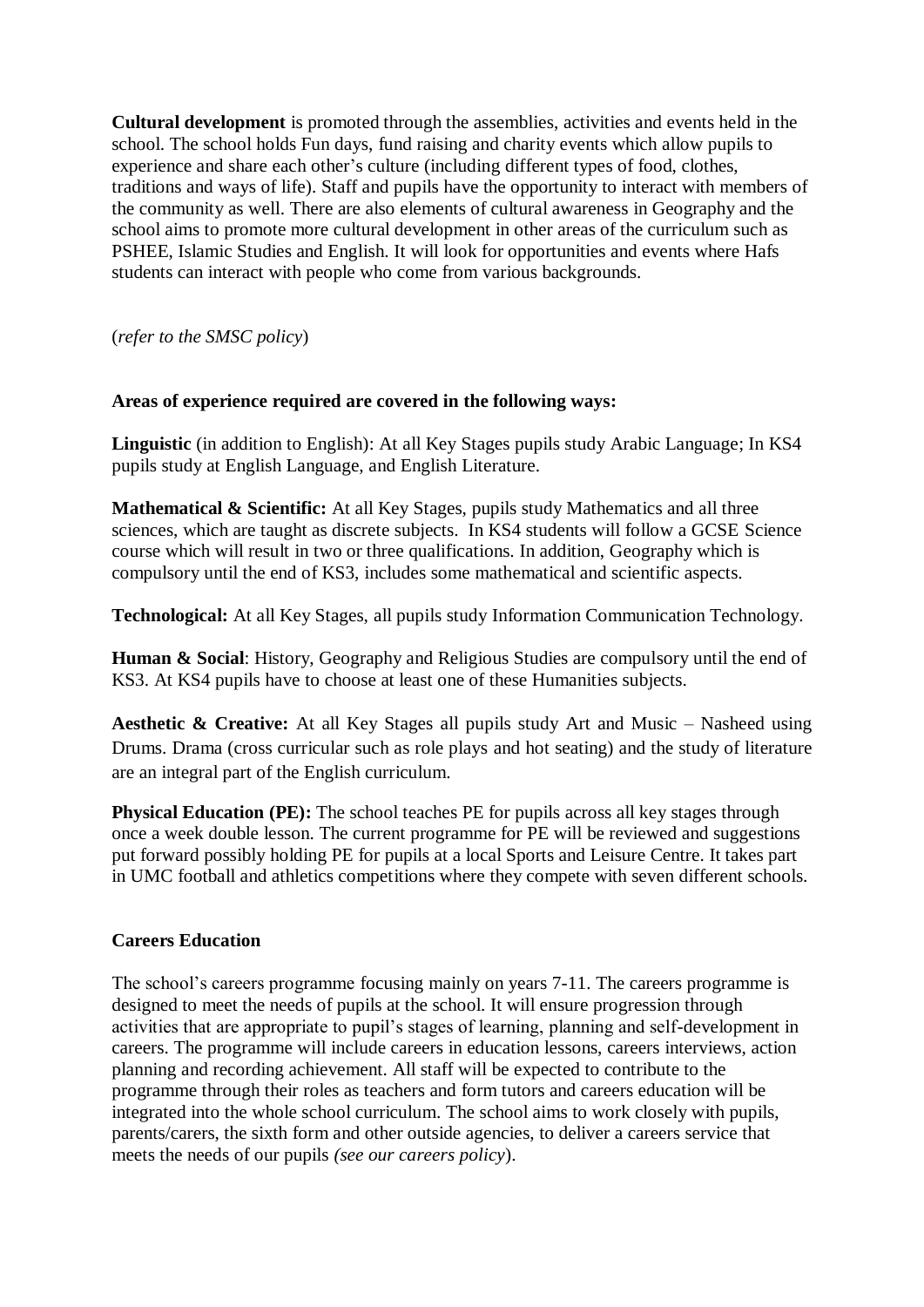**Cultural development** is promoted through the assemblies, activities and events held in the school. The school holds Fun days, fund raising and charity events which allow pupils to experience and share each other's culture (including different types of food, clothes, traditions and ways of life). Staff and pupils have the opportunity to interact with members of the community as well. There are also elements of cultural awareness in Geography and the school aims to promote more cultural development in other areas of the curriculum such as PSHEE, Islamic Studies and English. It will look for opportunities and events where Hafs students can interact with people who come from various backgrounds.

(*refer to the SMSC policy*)

**Areas of experience required are covered in the following ways:**

**Linguistic** (in addition to English): At all Key Stages pupils study Arabic Language; In KS4 pupils study at English Language, and English Literature.

**Mathematical & Scientific:** At all Key Stages, pupils study Mathematics and all three sciences, which are taught as discrete subjects. In KS4 students will follow a GCSE Science course which will result in two or three qualifications. In addition, Geography which is compulsory until the end of KS3, includes some mathematical and scientific aspects.

**Technological:** At all Key Stages, all pupils study Information Communication Technology.

**Human & Social**: History, Geography and Religious Studies are compulsory until the end of KS3. At KS4 pupils have to choose at least one of these Humanities subjects.

**Aesthetic & Creative:** At all Key Stages all pupils study Art and Music – Nasheed using Drums. Drama (cross curricular such as role plays and hot seating) and the study of literature are an integral part of the English curriculum.

**Physical Education (PE):** The school teaches PE for pupils across all key stages through once a week double lesson. The current programme for PE will be reviewed and suggestions put forward possibly holding PE for pupils at a local Sports and Leisure Centre. It takes part in UMC football and athletics competitions where they compete with seven different schools.

**Careers Education**

The school's careers programme focusing mainly on years 7-11. The careers programme is designed to meet the needs of pupils at the school. It will ensure progression through activities that are appropriate to pupil's stages of learning, planning and self-development in careers. The programme will include careers in education lessons, careers interviews, action planning and recording achievement. All staff will be expected to contribute to the programme through their roles as teachers and form tutors and careers education will be integrated into the whole school curriculum. The school aims to work closely with pupils, parents/carers, the sixth form and other outside agencies, to deliver a careers service that meets the needs of our pupils *(see our careers policy*).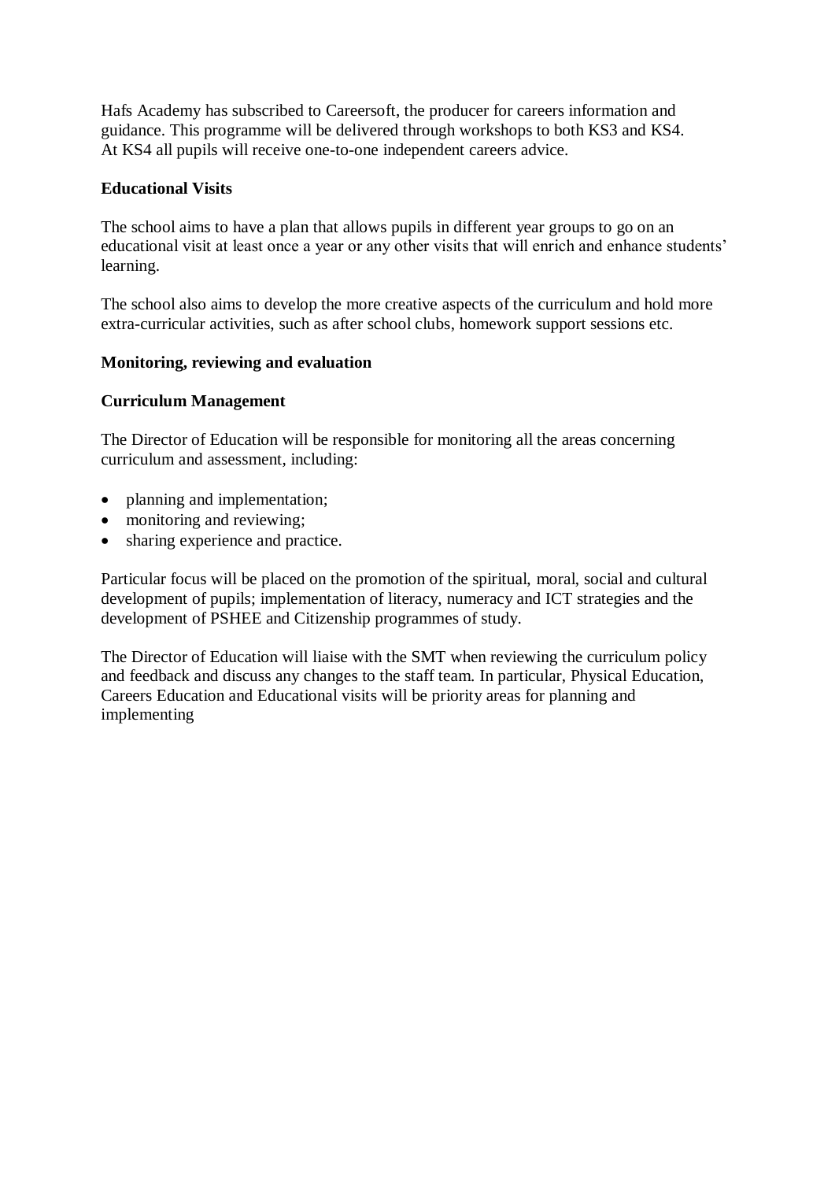Hafs Academy has subscribed to Careersoft, the producer for careers information and guidance. This programme will be delivered through workshops to both KS3 and KS4. At KS4 all pupils will receive one-to-one independent careers advice.

**Educational Visits**

The school aims to have a plan that allows pupils in different year groups to go on an educational visit at least once a year or any other visits that will enrich and enhance students' learning.

The school also aims to develop the more creative aspects of the curriculum and hold more extra-curricular activities, such as after school clubs, homework support sessions etc.

**Monitoring, reviewing and evaluation**

**Curriculum Management**

The Director of Education will be responsible for monitoring all the areas concerning curriculum and assessment, including:

- planning and implementation;
- monitoring and reviewing;
- sharing experience and practice.

Particular focus will be placed on the promotion of the spiritual, moral, social and cultural development of pupils; implementation of literacy, numeracy and ICT strategies and the development of PSHEE and Citizenship programmes of study.

The Director of Education will liaise with the SMT when reviewing the curriculum policy and feedback and discuss any changes to the staff team. In particular, Physical Education, Careers Education and Educational visits will be priority areas for planning and implementing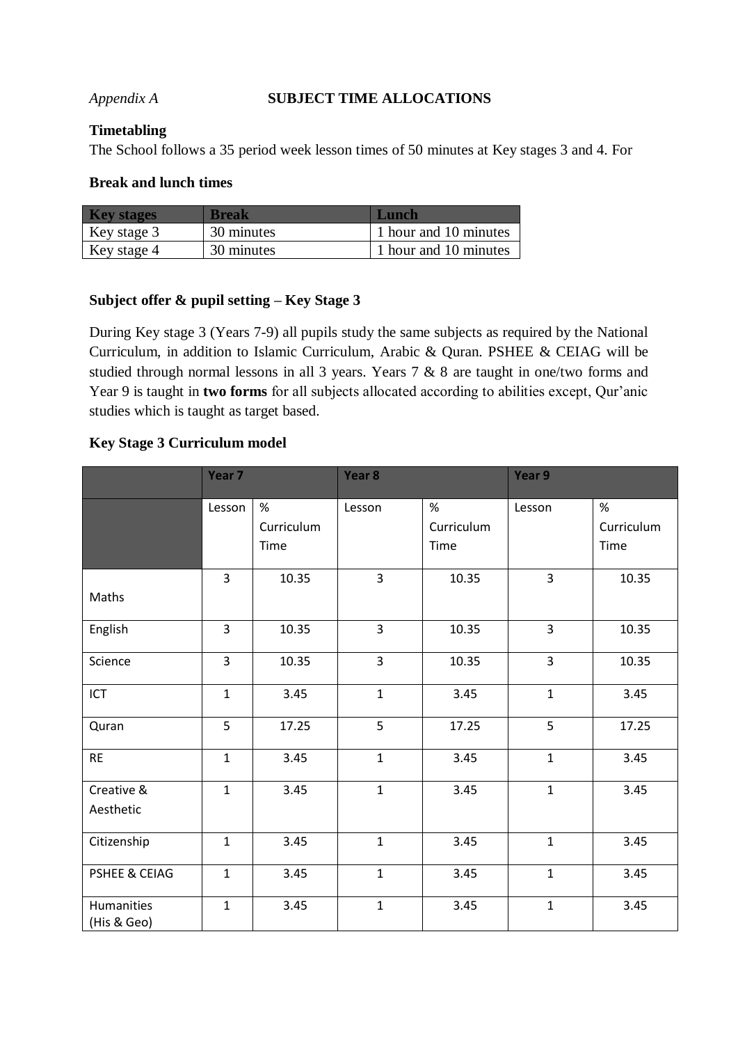*Appendix A* **SUBJECT TIME ALLOCATIONS**

**Timetabling**

The School follows a 35 period week lesson times of 50 minutes at Key stages 3 and 4. For

**Break and lunch times**

| Key stages | Break | Lunch |
|---|---|---|
| Key stage 3 | 30 minutes | 1 hour and 10 minutes |
| Key stage 4 | 30 minutes | 1 hour and 10 minutes |

**Subject offer & pupil setting – Key Stage 3**

During Key stage 3 (Years 7-9) all pupils study the same subjects as required by the National Curriculum, in addition to Islamic Curriculum, Arabic & Quran. PSHEE & CEIAG will be studied through normal lessons in all 3 years. Years 7 & 8 are taught in one/two forms and Year 9 is taught in **two forms** for all subjects allocated according to abilities except, Qur'anic studies which is taught as target based.

**Key Stage 3 Curriculum model**

| | Year 7 | | Year 8 | | Year 9 | |
|---|---|---|---|---|---|---|
| | Lesson | % Curriculum Time | Lesson | % Curriculum Time | Lesson | % Curriculum Time |
| Maths | 3 | 10.35 | 3 | 10.35 | 3 | 10.35 |
| English | 3 | 10.35 | 3 | 10.35 | 3 | 10.35 |
| Science | 3 | 10.35 | 3 | 10.35 | 3 | 10.35 |
| ICT | 1 | 3.45 | 1 | 3.45 | 1 | 3.45 |
| Quran | 5 | 17.25 | 5 | 17.25 | 5 | 17.25 |
| RE | 1 | 3.45 | 1 | 3.45 | 1 | 3.45 |
| Creative & Aesthetic | 1 | 3.45 | 1 | 3.45 | 1 | 3.45 |
| Citizenship | 1 | 3.45 | 1 | 3.45 | 1 | 3.45 |
| PSHEE & CEIAG | 1 | 3.45 | 1 | 3.45 | 1 | 3.45 |
| Humanities (His & Geo) | 1 | 3.45 | 1 | 3.45 | 1 | 3.45 |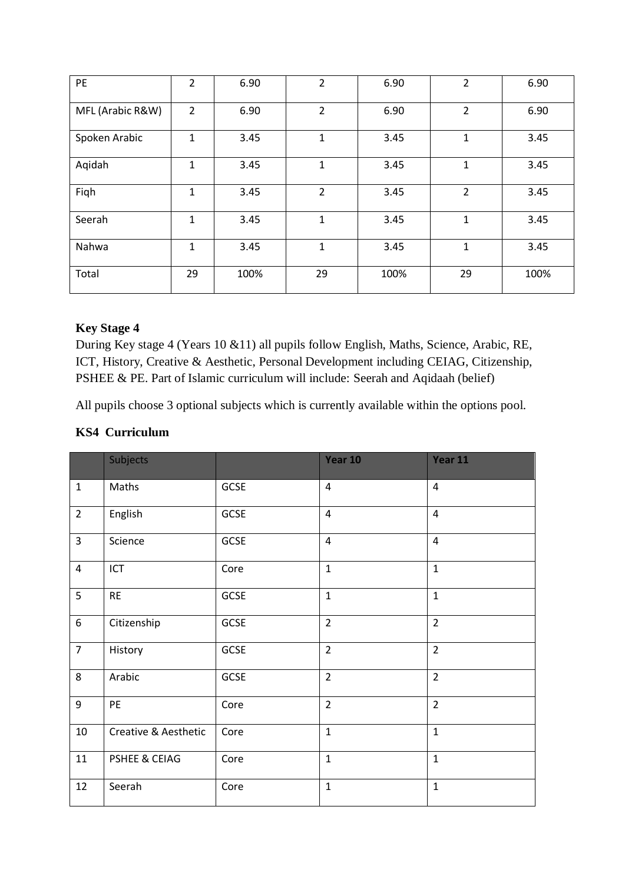| PE | 2 | 6.90 | 2 | 6.90 | 2 | 6.90 |
|---|---|---|---|---|---|---|
| MFL (Arabic R&W) | 2 | 6.90 | 2 | 6.90 | 2 | 6.90 |
| Spoken Arabic | 1 | 3.45 | 1 | 3.45 | 1 | 3.45 |
| Aqidah | 1 | 3.45 | 1 | 3.45 | 1 | 3.45 |
| Fiqh | 1 | 3.45 | 2 | 3.45 | 2 | 3.45 |
| Seerah | 1 | 3.45 | 1 | 3.45 | 1 | 3.45 |
| Nahwa | 1 | 3.45 | 1 | 3.45 | 1 | 3.45 |
| Total | 29 | 100% | 29 | 100% | 29 | 100% |

**Key Stage 4**

During Key stage 4 (Years 10 &11) all pupils follow English, Maths, Science, Arabic, RE, ICT, History, Creative & Aesthetic, Personal Development including CEIAG, Citizenship, PSHEE & PE. Part of Islamic curriculum will include: Seerah and Aqidaah (belief)

All pupils choose 3 optional subjects which is currently available within the options pool.

**KS4 Curriculum**

| | Subjects | | Year 10 | Year 11 |
|---|---|---|---|---|
| 1 | Maths | GCSE | 4 | 4 |
| 2 | English | GCSE | 4 | 4 |
| 3 | Science | GCSE | 4 | 4 |
| 4 | ICT | Core | 1 | 1 |
| 5 | RE | GCSE | 1 | 1 |
| 6 | Citizenship | GCSE | 2 | 2 |
| 7 | History | GCSE | 2 | 2 |
| 8 | Arabic | GCSE | 2 | 2 |
| 9 | PE | Core | 2 | 2 |
| 10 | Creative & Aesthetic | Core | 1 | 1 |
| 11 | PSHEE & CEIAG | Core | 1 | 1 |
| 12 | Seerah | Core | 1 | 1 |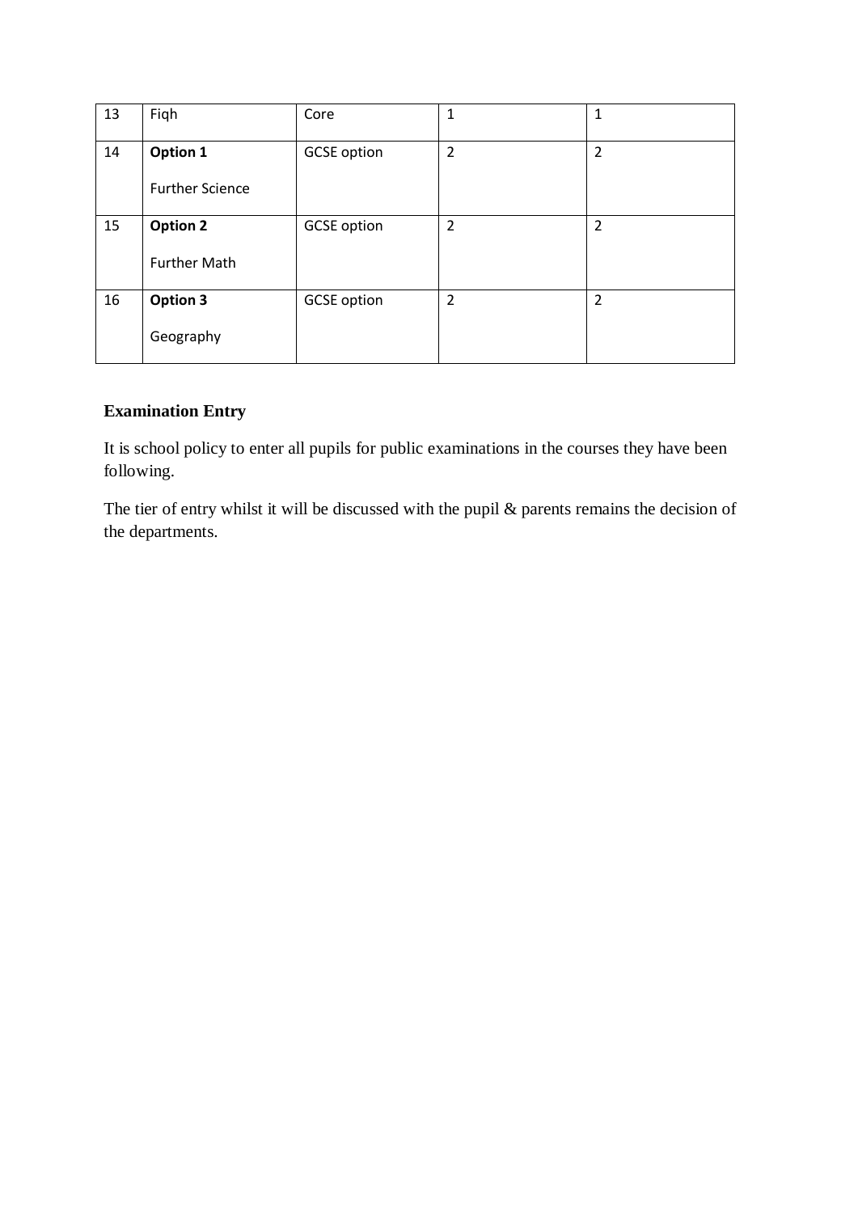| 13 | Fiqh | Core | 1 | 1 |
|---|---|---|---|---|
| 14 | **Option 1**<br><br>Further Science | GCSE option | 2 | 2 |
| 15 | **Option 2**<br><br>Further Math | GCSE option | 2 | 2 |
| 16 | **Option 3**<br><br>Geography | GCSE option | 2 | 2 |

**Examination Entry**

It is school policy to enter all pupils for public examinations in the courses they have been following.

The tier of entry whilst it will be discussed with the pupil & parents remains the decision of the departments.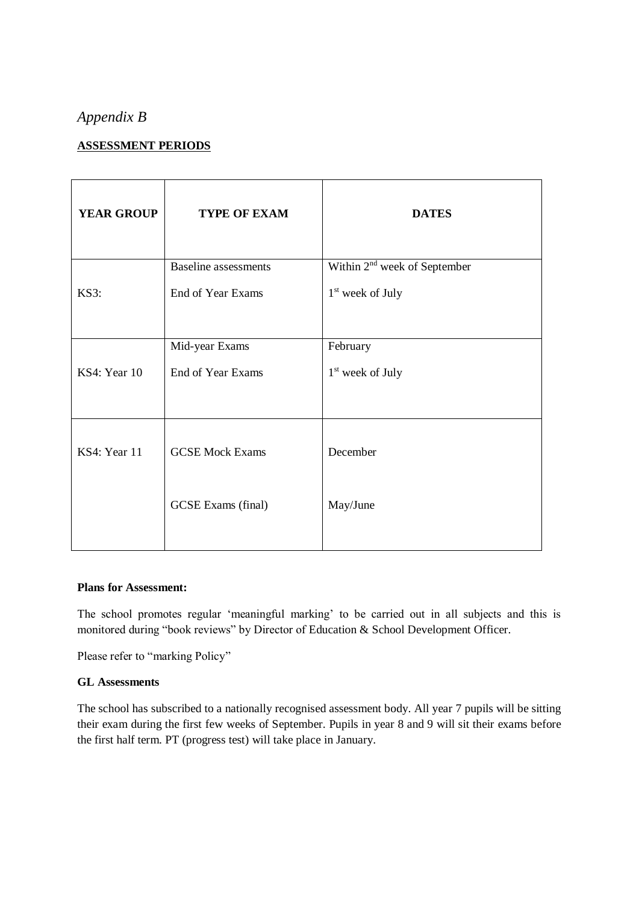*Appendix B*

**ASSESSMENT PERIODS**

| YEAR GROUP | TYPE OF EXAM | DATES |
|---|---|---|
| KS3: | Baseline assessments | Within 2nd week of September |
| | End of Year Exams | 1st week of July |
| KS4: Year 10 | Mid-year Exams | February |
| | End of Year Exams | 1st week of July |
| KS4: Year 11 | GCSE Mock Exams | December |
| | GCSE Exams (final) | May/June |

**Plans for Assessment:**

The school promotes regular 'meaningful marking' to be carried out in all subjects and this is monitored during "book reviews" by Director of Education & School Development Officer.

Please refer to "marking Policy"

**GL Assessments**

The school has subscribed to a nationally recognised assessment body. All year 7 pupils will be sitting their exam during the first few weeks of September. Pupils in year 8 and 9 will sit their exams before the first half term. PT (progress test) will take place in January.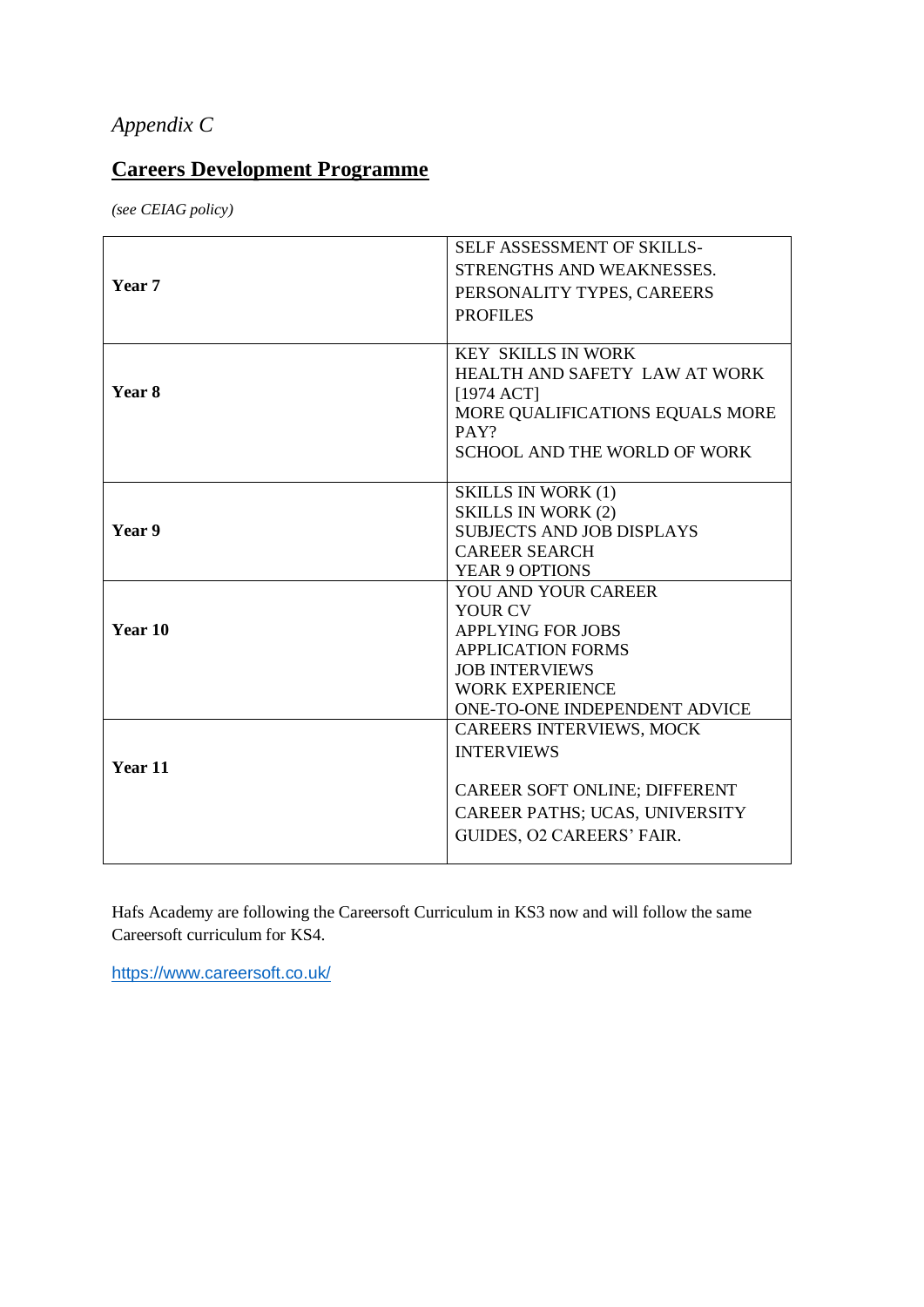*Appendix C*

## Careers Development Programme

*(see CEIAG policy)*

| | |
|---|---|
| **Year 7** | SELF ASSESSMENT OF SKILLS- STRENGTHS AND WEAKNESSES. PERSONALITY TYPES, CAREERS PROFILES |
| **Year 8** | KEY SKILLS IN WORK<br>HEALTH AND SAFETY LAW AT WORK [1974 ACT]<br>MORE QUALIFICATIONS EQUALS MORE PAY?<br>SCHOOL AND THE WORLD OF WORK |
| **Year 9** | SKILLS IN WORK (1)<br>SKILLS IN WORK (2)<br>SUBJECTS AND JOB DISPLAYS<br>CAREER SEARCH<br>YEAR 9 OPTIONS |
| **Year 10** | YOU AND YOUR CAREER<br>YOUR CV<br>APPLYING FOR JOBS<br>APPLICATION FORMS<br>JOB INTERVIEWS<br>WORK EXPERIENCE<br>ONE-TO-ONE INDEPENDENT ADVICE |
| **Year 11** | CAREERS INTERVIEWS, MOCK INTERVIEWS<br><br>CAREER SOFT ONLINE; DIFFERENT CAREER PATHS; UCAS, UNIVERSITY GUIDES, O2 CAREERS' FAIR. |

Hafs Academy are following the Careersoft Curriculum in KS3 now and will follow the same Careersoft curriculum for KS4.

https://www.careersoft.co.uk/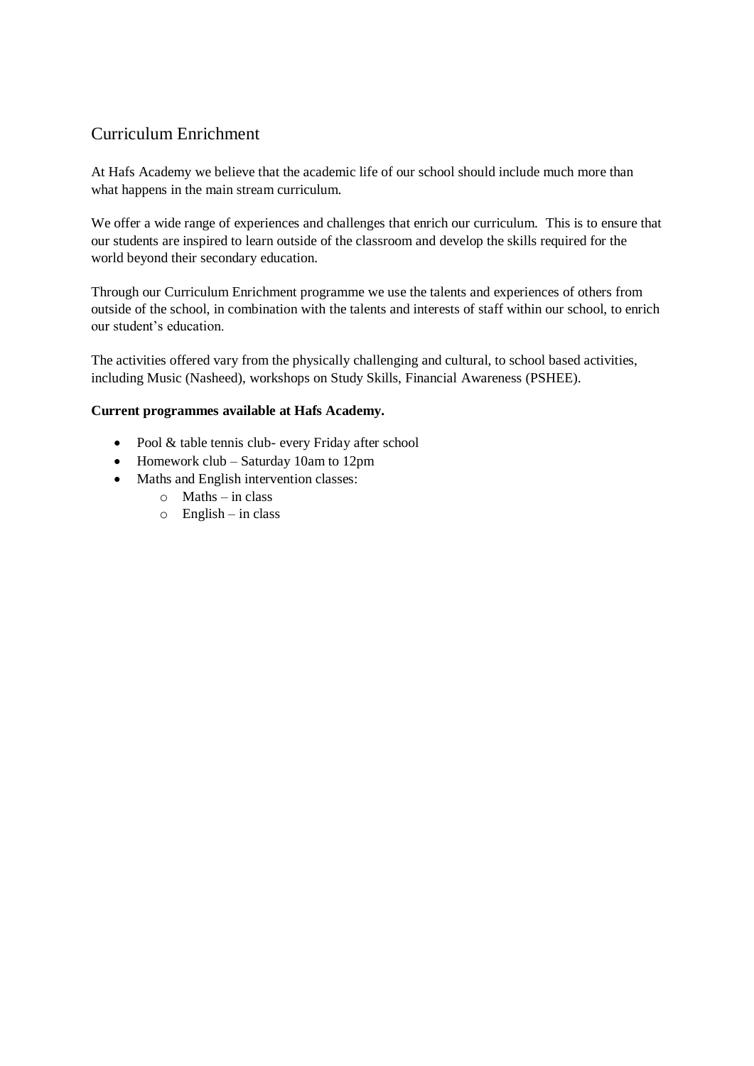## Curriculum Enrichment

At Hafs Academy we believe that the academic life of our school should include much more than what happens in the main stream curriculum.

We offer a wide range of experiences and challenges that enrich our curriculum. This is to ensure that our students are inspired to learn outside of the classroom and develop the skills required for the world beyond their secondary education.

Through our Curriculum Enrichment programme we use the talents and experiences of others from outside of the school, in combination with the talents and interests of staff within our school, to enrich our student's education.

The activities offered vary from the physically challenging and cultural, to school based activities, including Music (Nasheed), workshops on Study Skills, Financial Awareness (PSHEE).

**Current programmes available at Hafs Academy.**

- Pool & table tennis club- every Friday after school
- Homework club – Saturday 10am to 12pm
- Maths and English intervention classes:
  - Maths – in class
  - English – in class